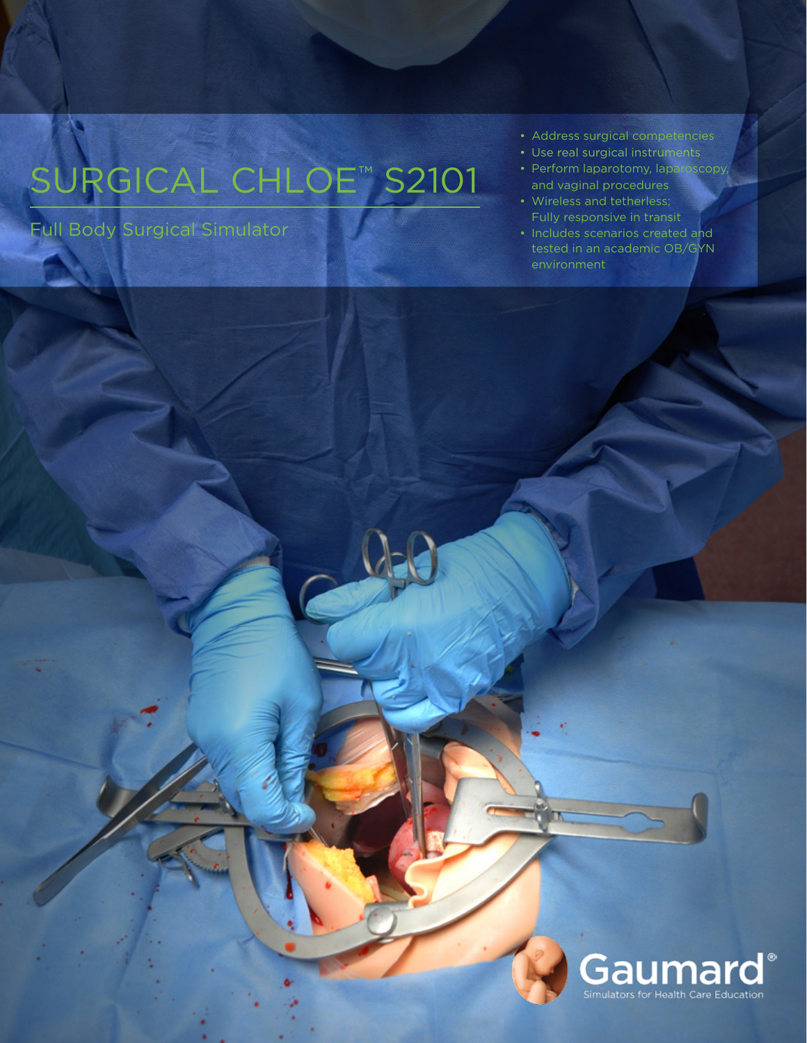# SURGICAL CHLOE™ S2101

## Full Body Surgical Simulator

- Address surgical competencies
- Use real surgical instruments
- Perform laparotomy, laparoscopy, and vaginal procedures
- Wireless and tetherless; Fully responsive in transit
- Includes scenarios created and tested in an academic OB/GYN environment

Gaumard®
Simulators for Health Care Education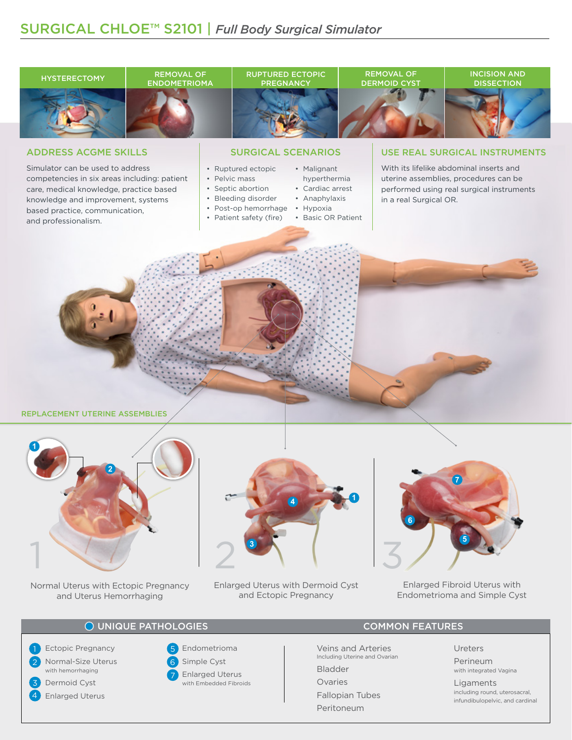# SURGICAL CHLOE™ S2101 | *Full Body Surgical Simulator*

HYSTERECTOMY | REMOVAL OF ENDOMETRIOMA | RUPTURED ECTOPIC PREGNANCY | REMOVAL OF DERMOID CYST | INCISION AND DISSECTION

## ADDRESS ACGME SKILLS

Simulator can be used to address competencies in six areas including: patient care, medical knowledge, practice based knowledge and improvement, systems based practice, communication, and professionalism.

## SURGICAL SCENARIOS

- Ruptured ectopic
- Pelvic mass
- Septic abortion
- Bleeding disorder
- Post-op hemorrhage
- Patient safety (fire)
- Malignant hyperthermia
- Cardiac arrest
- Anaphylaxis
- Hypoxia
- Basic OR Patient

## USE REAL SURGICAL INSTRUMENTS

With its lifelike abdominal inserts and uterine assemblies, procedures can be performed using real surgical instruments in a real Surgical OR.

## REPLACEMENT UTERINE ASSEMBLIES

1 Normal Uterus with Ectopic Pregnancy and Uterus Hemorrhaging

2 Enlarged Uterus with Dermoid Cyst and Ectopic Pregnancy

3 Enlarged Fibroid Uterus with Endometrioma and Simple Cyst

## UNIQUE PATHOLOGIES

1. Ectopic Pregnancy
2. Normal-Size Uterus
   with hemorrhaging
3. Dermoid Cyst
4. Enlarged Uterus
5. Endometrioma
6. Simple Cyst
7. Enlarged Uterus
   with Embedded Fibroids

## COMMON FEATURES

- Veins and Arteries
  Including Uterine and Ovarian
- Bladder
- Ovaries
- Fallopian Tubes
- Peritoneum
- Ureters
- Perineum
  with integrated Vagina
- Ligaments
  including round, uterosacral, infundibulopelvic, and cardinal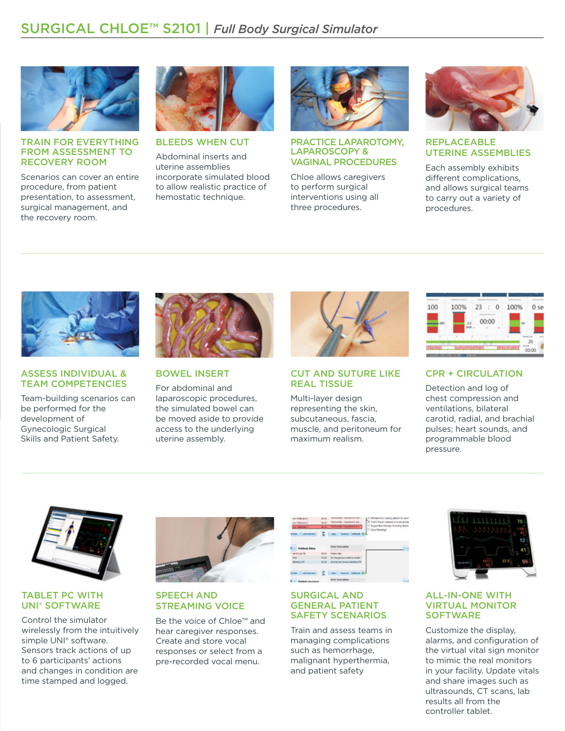# SURGICAL CHLOE™ S2101 | *Full Body Surgical Simulator*

### TRAIN FOR EVERYTHING FROM ASSESSMENT TO RECOVERY ROOM

Scenarios can cover an entire procedure, from patient presentation, to assessment, surgical management, and the recovery room.

### BLEEDS WHEN CUT

Abdominal inserts and uterine assemblies incorporate simulated blood to allow realistic practice of hemostatic technique.

### PRACTICE LAPAROTOMY, LAPAROSCOPY & VAGINAL PROCEDURES

Chloe allows caregivers to perform surgical interventions using all three procedures.

### REPLACEABLE UTERINE ASSEMBLIES

Each assembly exhibits different complications, and allows surgical teams to carry out a variety of procedures.

### ASSESS INDIVIDUAL & TEAM COMPETENCIES

Team-building scenarios can be performed for the development of Gynecologic Surgical Skills and Patient Safety.

### BOWEL INSERT

For abdominal and laparoscopic procedures, the simulated bowel can be moved aside to provide access to the underlying uterine assembly.

### CUT AND SUTURE LIKE REAL TISSUE

Multi-layer design representing the skin, subcutaneous, fascia, muscle, and peritoneum for maximum realism.

### CPR + CIRCULATION

Detection and log of chest compression and ventilations, bilateral carotid, radial, and brachial pulses; heart sounds, and programmable blood pressure.

### TABLET PC WITH UNI® SOFTWARE

Control the simulator wirelessly from the intuitively simple UNI® software. Sensors track actions of up to 6 participants' actions and changes in condition are time stamped and logged.

### SPEECH AND STREAMING VOICE

Be the voice of Chloe™ and hear caregiver responses. Create and store vocal responses or select from a pre-recorded vocal menu.

### SURGICAL AND GENERAL PATIENT SAFETY SCENARIOS

Train and assess teams in managing complications such as hemorrhage, malignant hyperthermia, and patient safety

### ALL-IN-ONE WITH VIRTUAL MONITOR SOFTWARE

Customize the display, alarms, and configuration of the virtual vital sign monitor to mimic the real monitors in your facility. Update vitals and share images such as ultrasounds, CT scans, lab results all from the controller tablet.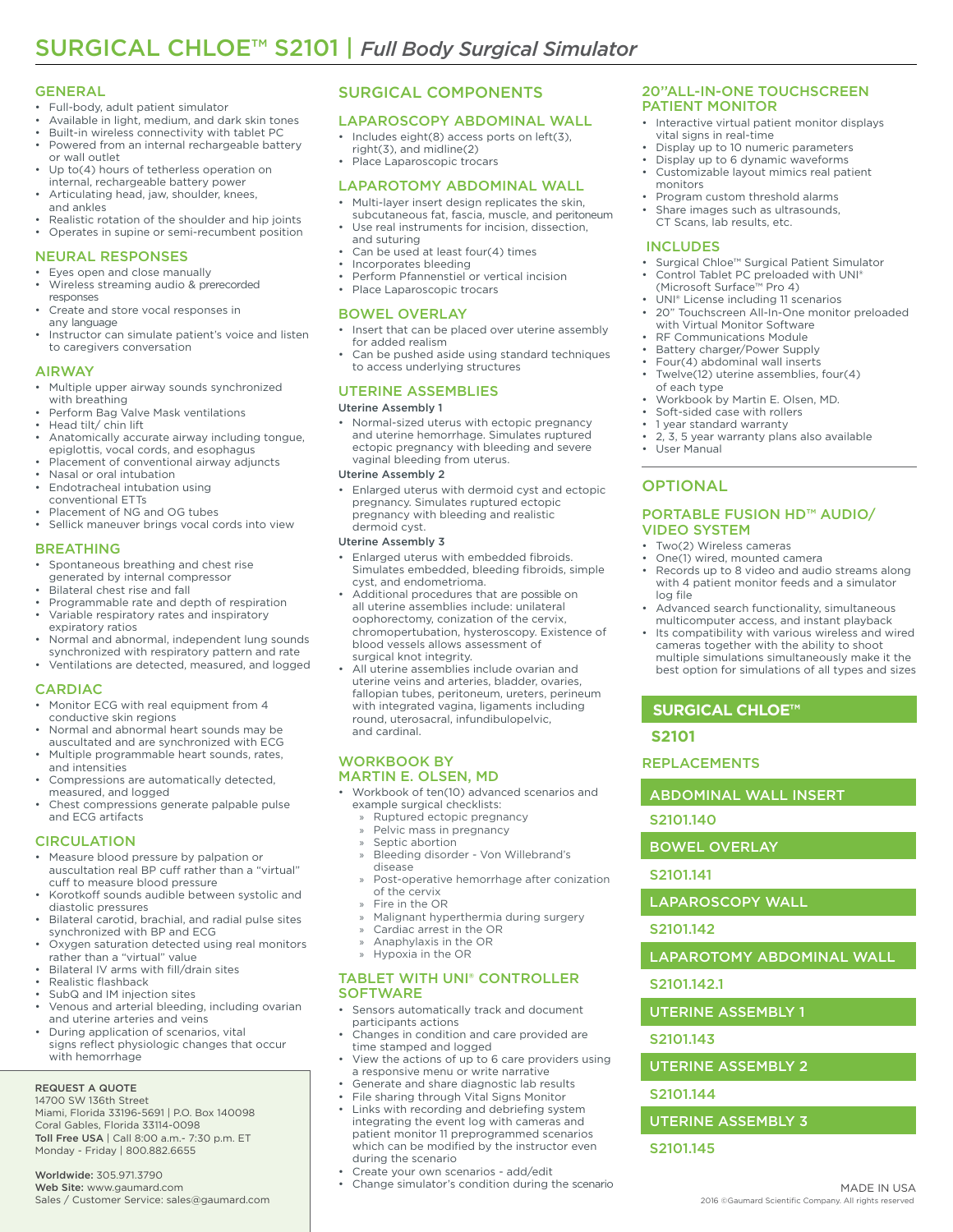# SURGICAL CHLOE™ S2101 | *Full Body Surgical Simulator*

## GENERAL

- Full-body, adult patient simulator
- Available in light, medium, and dark skin tones
- Built-in wireless connectivity with tablet PC
- Powered from an internal rechargeable battery or wall outlet
- Up to(4) hours of tetherless operation on internal, rechargeable battery power
- Articulating head, jaw, shoulder, knees, and ankles
- Realistic rotation of the shoulder and hip joints
- Operates in supine or semi-recumbent position

## NEURAL RESPONSES

- Eyes open and close manually
- Wireless streaming audio & prerecorded responses
- Create and store vocal responses in any language
- Instructor can simulate patient's voice and listen to caregivers conversation

## AIRWAY

- Multiple upper airway sounds synchronized with breathing
- Perform Bag Valve Mask ventilations
- Head tilt/ chin lift
- Anatomically accurate airway including tongue, epiglottis, vocal cords, and esophagus
- Placement of conventional airway adjuncts
- Nasal or oral intubation
- Endotracheal intubation using conventional ETTs
- Placement of NG and OG tubes
- Sellick maneuver brings vocal cords into view

## BREATHING

- Spontaneous breathing and chest rise generated by internal compressor
- Bilateral chest rise and fall
- Programmable rate and depth of respiration
- Variable respiratory rates and inspiratory expiratory ratios
- Normal and abnormal, independent lung sounds synchronized with respiratory pattern and rate
- Ventilations are detected, measured, and logged

## CARDIAC

- Monitor ECG with real equipment from 4 conductive skin regions
- Normal and abnormal heart sounds may be auscultated and are synchronized with ECG
- Multiple programmable heart sounds, rates, and intensities
- Compressions are automatically detected, measured, and logged
- Chest compressions generate palpable pulse and ECG artifacts

## CIRCULATION

- Measure blood pressure by palpation or auscultation real BP cuff rather than a "virtual" cuff to measure blood pressure
- Korotkoff sounds audible between systolic and diastolic pressures
- Bilateral carotid, brachial, and radial pulse sites synchronized with BP and ECG
- Oxygen saturation detected using real monitors rather than a "virtual" value
- Bilateral IV arms with fill/drain sites
- Realistic flashback
- SubQ and IM injection sites
- Venous and arterial bleeding, including ovarian and uterine arteries and veins
- During application of scenarios, vital signs reflect physiologic changes that occur with hemorrhage

**REQUEST A QUOTE**
14700 SW 136th Street
Miami, Florida 33196-5691 | P.O. Box 140098
Coral Gables, Florida 33114-0098
**Toll Free USA** | Call 8:00 a.m.- 7:30 p.m. ET
Monday - Friday | 800.882.6655

**Worldwide:** 305.971.3790
**Web Site:** www.gaumard.com
Sales / Customer Service: sales@gaumard.com

## SURGICAL COMPONENTS

### LAPAROSCOPY ABDOMINAL WALL

- Includes eight(8) access ports on left(3), right(3), and midline(2)
- Place Laparoscopic trocars

### LAPAROTOMY ABDOMINAL WALL

- Multi-layer insert design replicates the skin, subcutaneous fat, fascia, muscle, and peritoneum
- Use real instruments for incision, dissection, and suturing
- Can be used at least four(4) times
- Incorporates bleeding
- Perform Pfannenstiel or vertical incision
- Place Laparoscopic trocars

### BOWEL OVERLAY

- Insert that can be placed over uterine assembly for added realism
- Can be pushed aside using standard techniques to access underlying structures

### UTERINE ASSEMBLIES

**Uterine Assembly 1**

- Normal-sized uterus with ectopic pregnancy and uterine hemorrhage. Simulates ruptured ectopic pregnancy with bleeding and severe vaginal bleeding from uterus.

**Uterine Assembly 2**

- Enlarged uterus with dermoid cyst and ectopic pregnancy. Simulates ruptured ectopic pregnancy with bleeding and realistic dermoid cyst.

**Uterine Assembly 3**

- Enlarged uterus with embedded fibroids. Simulates embedded, bleeding fibroids, simple cyst, and endometrioma.
- Additional procedures that are possible on all uterine assemblies include: unilateral oophorectomy, conization of the cervix, chromopertubation, hysteroscopy. Existence of blood vessels allows assessment of surgical knot integrity.
- All uterine assemblies include ovarian and uterine veins and arteries, bladder, ovaries, fallopian tubes, peritoneum, ureters, perineum with integrated vagina, ligaments including round, uterosacral, infundibulopelvic, and cardinal.

### WORKBOOK BY MARTIN E. OLSEN, MD

- Workbook of ten(10) advanced scenarios and example surgical checklists:
  - Ruptured ectopic pregnancy
  - Pelvic mass in pregnancy
  - Septic abortion
  - Bleeding disorder - Von Willebrand's disease
  - Post-operative hemorrhage after conization of the cervix
  - Fire in the OR
  - Malignant hyperthermia during surgery
  - Cardiac arrest in the OR
  - Anaphylaxis in the OR
  - Hypoxia in the OR

### TABLET WITH UNI® CONTROLLER SOFTWARE

- Sensors automatically track and document participants actions
- Changes in condition and care provided are time stamped and logged
- View the actions of up to 6 care providers using a responsive menu or write narrative
- Generate and share diagnostic lab results
- File sharing through Vital Signs Monitor
- Links with recording and debriefing system integrating the event log with cameras and patient monitor 11 preprogrammed scenarios which can be modified by the instructor even during the scenario
- Create your own scenarios - add/edit
- Change simulator's condition during the scenario

## 20"ALL-IN-ONE TOUCHSCREEN PATIENT MONITOR

- Interactive virtual patient monitor displays vital signs in real-time
- Display up to 10 numeric parameters
- Display up to 6 dynamic waveforms
- Customizable layout mimics real patient monitors
- Program custom threshold alarms
- Share images such as ultrasounds, CT Scans, lab results, etc.

## INCLUDES

- Surgical Chloe™ Surgical Patient Simulator
- Control Tablet PC preloaded with UNI® (Microsoft Surface™ Pro 4)
- UNI® License including 11 scenarios
- 20" Touchscreen All-In-One monitor preloaded with Virtual Monitor Software
- RF Communications Module
- Battery charger/Power Supply
- Four(4) abdominal wall inserts
- Twelve(12) uterine assemblies, four(4) of each type
- Workbook by Martin E. Olsen, MD.
- Soft-sided case with rollers
- 1 year standard warranty
- 2, 3, 5 year warranty plans also available
- User Manual

## OPTIONAL

### PORTABLE FUSION HD™ AUDIO/ VIDEO SYSTEM

- Two(2) Wireless cameras
- One(1) wired, mounted camera
- Records up to 8 video and audio streams along with 4 patient monitor feeds and a simulator log file
- Advanced search functionality, simultaneous multicomputer access, and instant playback
- Its compatibility with various wireless and wired cameras together with the ability to shoot multiple simulations simultaneously make it the best option for simulations of all types and sizes

## SURGICAL CHLOE™

**S2101**

REPLACEMENTS

| | |
|---|---|
| ABDOMINAL WALL INSERT | S2101.140 |
| BOWEL OVERLAY | S2101.141 |
| LAPAROSCOPY WALL | S2101.142 |
| LAPAROTOMY ABDOMINAL WALL | S2101.142.1 |
| UTERINE ASSEMBLY 1 | S2101.143 |
| UTERINE ASSEMBLY 2 | S2101.144 |
| UTERINE ASSEMBLY 3 | S2101.145 |

MADE IN USA

2016 ©Gaumard Scientific Company. All rights reserved